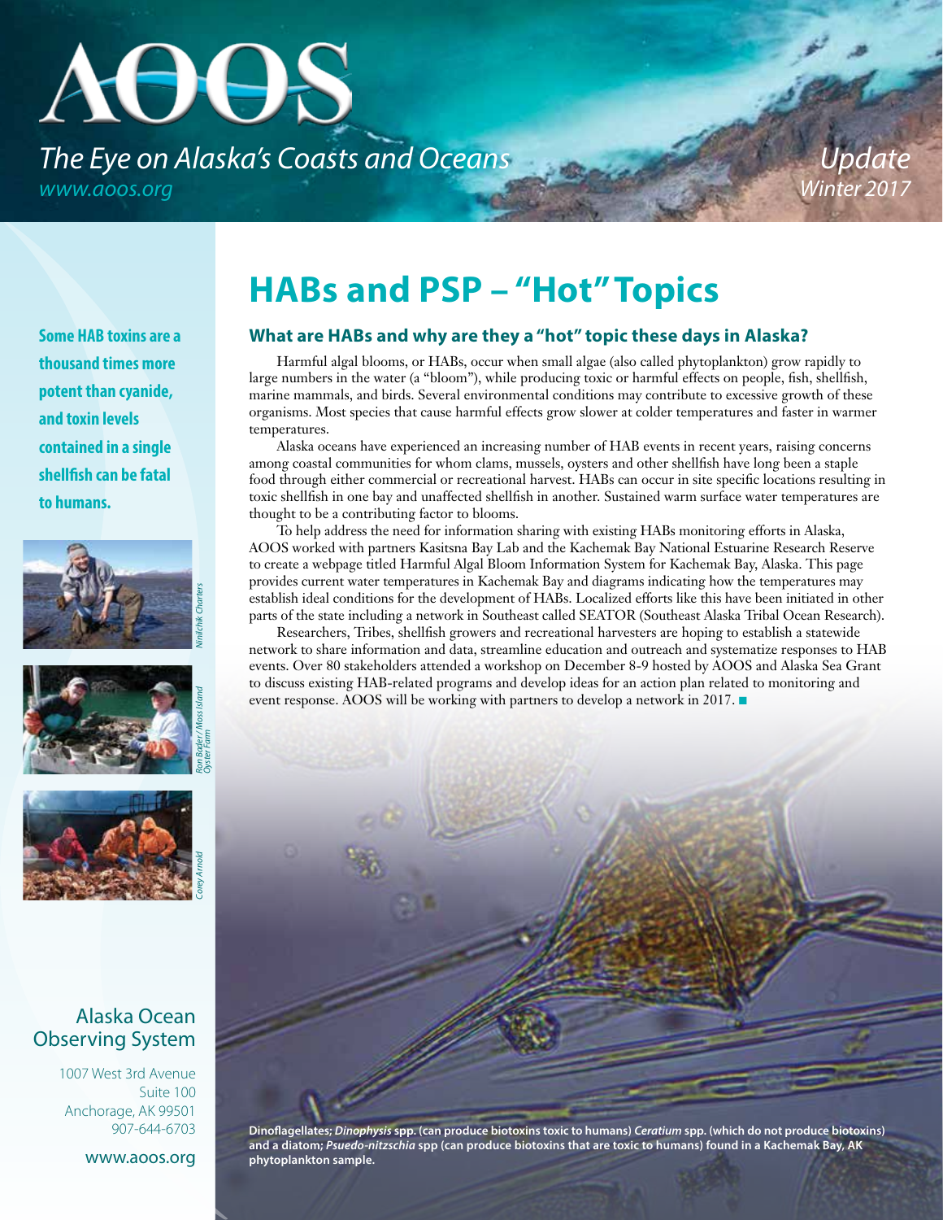# AOOS

*The Eye on Alaska's Coasts and Oceans*
*www.aoos.org*

*Update*
*Winter 2017*

**Some HAB toxins are a thousand times more potent than cyanide, and toxin levels contained in a single shellfish can be fatal to humans.**

*Ninilchik Charters*

*Ron Bader / Moss Island Oyster Farm*

*Corey Arnold*

Alaska Ocean Observing System

1007 West 3rd Avenue
Suite 100
Anchorage, AK 99501
907-644-6703

www.aoos.org

## HABs and PSP – "Hot" Topics

### What are HABs and why are they a "hot" topic these days in Alaska?

Harmful algal blooms, or HABs, occur when small algae (also called phytoplankton) grow rapidly to large numbers in the water (a "bloom"), while producing toxic or harmful effects on people, fish, shellfish, marine mammals, and birds. Several environmental conditions may contribute to excessive growth of these organisms. Most species that cause harmful effects grow slower at colder temperatures and faster in warmer temperatures.

Alaska oceans have experienced an increasing number of HAB events in recent years, raising concerns among coastal communities for whom clams, mussels, oysters and other shellfish have long been a staple food through either commercial or recreational harvest. HABs can occur in site specific locations resulting in toxic shellfish in one bay and unaffected shellfish in another. Sustained warm surface water temperatures are thought to be a contributing factor to blooms.

To help address the need for information sharing with existing HABs monitoring efforts in Alaska, AOOS worked with partners Kasitsna Bay Lab and the Kachemak Bay National Estuarine Research Reserve to create a webpage titled Harmful Algal Bloom Information System for Kachemak Bay, Alaska. This page provides current water temperatures in Kachemak Bay and diagrams indicating how the temperatures may establish ideal conditions for the development of HABs. Localized efforts like this have been initiated in other parts of the state including a network in Southeast called SEATOR (Southeast Alaska Tribal Ocean Research).

Researchers, Tribes, shellfish growers and recreational harvesters are hoping to establish a statewide network to share information and data, streamline education and outreach and systematize responses to HAB events. Over 80 stakeholders attended a workshop on December 8-9 hosted by AOOS and Alaska Sea Grant to discuss existing HAB-related programs and develop ideas for an action plan related to monitoring and event response. AOOS will be working with partners to develop a network in 2017. ■

**Dinoflagellates; *Dinophysis* spp. (can produce biotoxins toxic to humans) *Ceratium* spp. (which do not produce biotoxins) and a diatom; *Psuedo-nitzschia* spp (can produce biotoxins that are toxic to humans) found in a Kachemak Bay, AK phytoplankton sample.**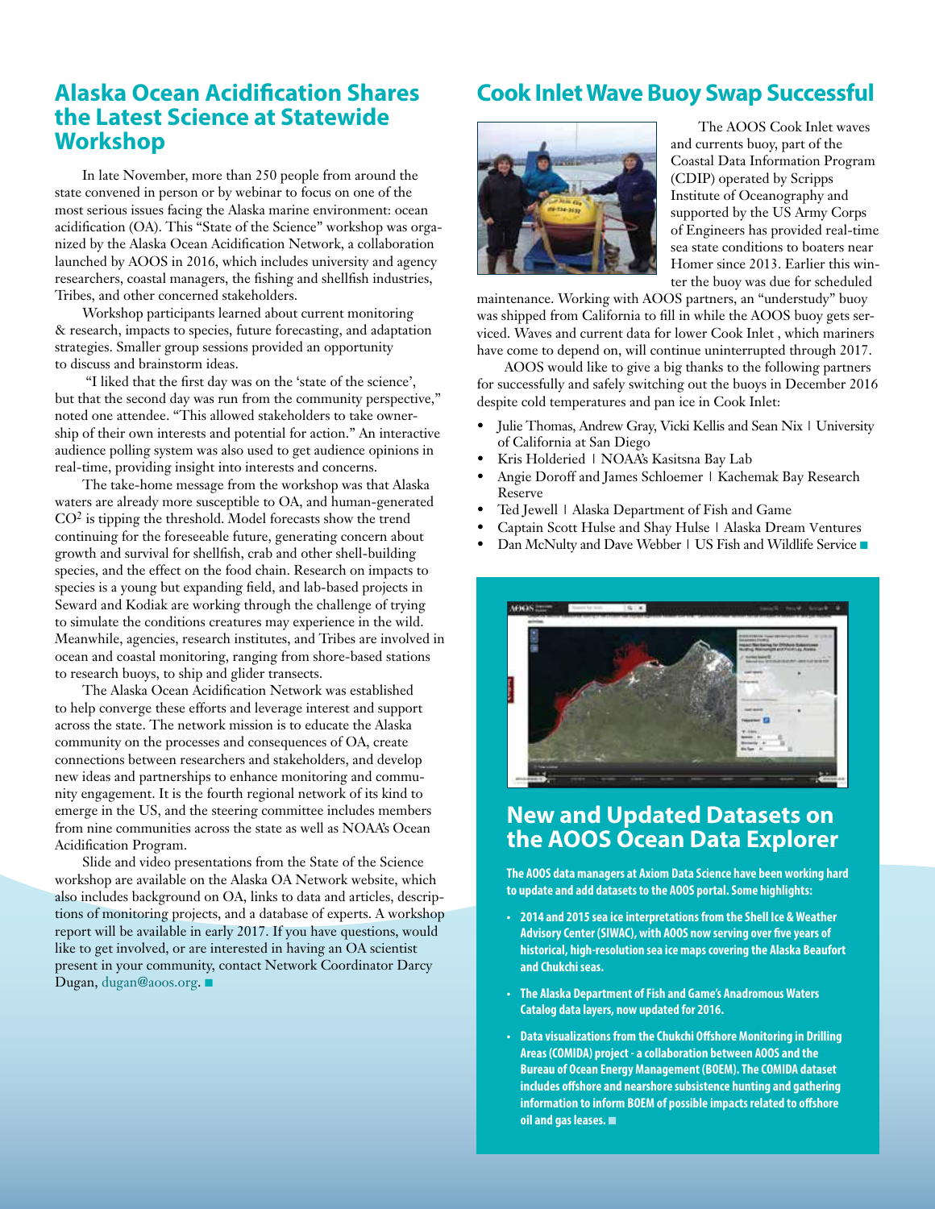## Alaska Ocean Acidification Shares the Latest Science at Statewide Workshop

In late November, more than 250 people from around the state convened in person or by webinar to focus on one of the most serious issues facing the Alaska marine environment: ocean acidification (OA). This "State of the Science" workshop was organized by the Alaska Ocean Acidification Network, a collaboration launched by AOOS in 2016, which includes university and agency researchers, coastal managers, the fishing and shellfish industries, Tribes, and other concerned stakeholders.

Workshop participants learned about current monitoring & research, impacts to species, future forecasting, and adaptation strategies. Smaller group sessions provided an opportunity to discuss and brainstorm ideas.

"I liked that the first day was on the 'state of the science', but that the second day was run from the community perspective," noted one attendee. "This allowed stakeholders to take ownership of their own interests and potential for action." An interactive audience polling system was also used to get audience opinions in real-time, providing insight into interests and concerns.

The take-home message from the workshop was that Alaska waters are already more susceptible to OA, and human-generated $CO^2$ is tipping the threshold. Model forecasts show the trend continuing for the foreseeable future, generating concern about growth and survival for shellfish, crab and other shell-building species, and the effect on the food chain. Research on impacts to species is a young but expanding field, and lab-based projects in Seward and Kodiak are working through the challenge of trying to simulate the conditions creatures may experience in the wild. Meanwhile, agencies, research institutes, and Tribes are involved in ocean and coastal monitoring, ranging from shore-based stations to research buoys, to ship and glider transects.

The Alaska Ocean Acidification Network was established to help converge these efforts and leverage interest and support across the state. The network mission is to educate the Alaska community on the processes and consequences of OA, create connections between researchers and stakeholders, and develop new ideas and partnerships to enhance monitoring and community engagement. It is the fourth regional network of its kind to emerge in the US, and the steering committee includes members from nine communities across the state as well as NOAA's Ocean Acidification Program.

Slide and video presentations from the State of the Science workshop are available on the Alaska OA Network website, which also includes background on OA, links to data and articles, descriptions of monitoring projects, and a database of experts. A workshop report will be available in early 2017. If you have questions, would like to get involved, or are interested in having an OA scientist present in your community, contact Network Coordinator Darcy Dugan, dugan@aoos.org. ■

## Cook Inlet Wave Buoy Swap Successful

The AOOS Cook Inlet waves and currents buoy, part of the Coastal Data Information Program (CDIP) operated by Scripps Institute of Oceanography and supported by the US Army Corps of Engineers has provided real-time sea state conditions to boaters near Homer since 2013. Earlier this winter the buoy was due for scheduled maintenance. Working with AOOS partners, an "understudy" buoy was shipped from California to fill in while the AOOS buoy gets serviced. Waves and current data for lower Cook Inlet , which mariners have come to depend on, will continue uninterrupted through 2017.

AOOS would like to give a big thanks to the following partners for successfully and safely switching out the buoys in December 2016 despite cold temperatures and pan ice in Cook Inlet:

- Julie Thomas, Andrew Gray, Vicki Kellis and Sean Nix | University of California at San Diego
- Kris Holderied | NOAA's Kasitsna Bay Lab
- Angie Doroff and James Schloemer | Kachemak Bay Research Reserve
- Ted Jewell | Alaska Department of Fish and Game
- Captain Scott Hulse and Shay Hulse | Alaska Dream Ventures
- Dan McNulty and Dave Webber | US Fish and Wildlife Service ■

## New and Updated Datasets on the AOOS Ocean Data Explorer

**The AOOS data managers at Axiom Data Science have been working hard to update and add datasets to the AOOS portal. Some highlights:**

- **2014 and 2015 sea ice interpretations from the Shell Ice & Weather Advisory Center (SIWAC), with AOOS now serving over five years of historical, high-resolution sea ice maps covering the Alaska Beaufort and Chukchi seas.**
- **The Alaska Department of Fish and Game's Anadromous Waters Catalog data layers, now updated for 2016.**
- **Data visualizations from the Chukchi Offshore Monitoring in Drilling Areas (COMIDA) project - a collaboration between AOOS and the Bureau of Ocean Energy Management (BOEM). The COMIDA dataset includes offshore and nearshore subsistence hunting and gathering information to inform BOEM of possible impacts related to offshore oil and gas leases. ■**